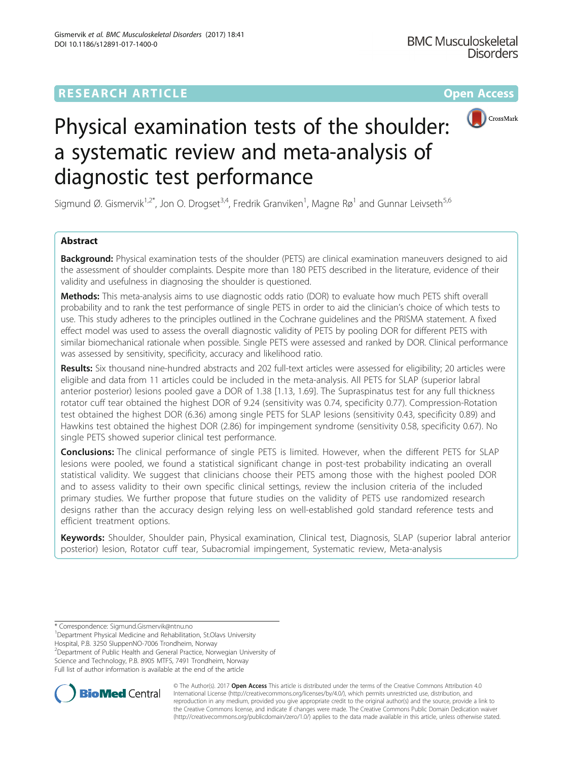RESEARCH ARTICLE

Open Access

# Physical examination tests of the shoulder: a systematic review and meta-analysis of diagnostic test performance

Sigmund Ø. Gismervik[1,2*], Jon O. Drogset[3,4], Fredrik Granviken[1], Magne Rø[1] and Gunnar Leivseth[5,6]

## Abstract

**Background:** Physical examination tests of the shoulder (PETS) are clinical examination maneuvers designed to aid the assessment of shoulder complaints. Despite more than 180 PETS described in the literature, evidence of their validity and usefulness in diagnosing the shoulder is questioned.

**Methods:** This meta-analysis aims to use diagnostic odds ratio (DOR) to evaluate how much PETS shift overall probability and to rank the test performance of single PETS in order to aid the clinician's choice of which tests to use. This study adheres to the principles outlined in the Cochrane guidelines and the PRISMA statement. A fixed effect model was used to assess the overall diagnostic validity of PETS by pooling DOR for different PETS with similar biomechanical rationale when possible. Single PETS were assessed and ranked by DOR. Clinical performance was assessed by sensitivity, specificity, accuracy and likelihood ratio.

**Results:** Six thousand nine-hundred abstracts and 202 full-text articles were assessed for eligibility; 20 articles were eligible and data from 11 articles could be included in the meta-analysis. All PETS for SLAP (superior labral anterior posterior) lesions pooled gave a DOR of 1.38 [1.13, 1.69]. The Supraspinatus test for any full thickness rotator cuff tear obtained the highest DOR of 9.24 (sensitivity was 0.74, specificity 0.77). Compression-Rotation test obtained the highest DOR (6.36) among single PETS for SLAP lesions (sensitivity 0.43, specificity 0.89) and Hawkins test obtained the highest DOR (2.86) for impingement syndrome (sensitivity 0.58, specificity 0.67). No single PETS showed superior clinical test performance.

**Conclusions:** The clinical performance of single PETS is limited. However, when the different PETS for SLAP lesions were pooled, we found a statistical significant change in post-test probability indicating an overall statistical validity. We suggest that clinicians choose their PETS among those with the highest pooled DOR and to assess validity to their own specific clinical settings, review the inclusion criteria of the included primary studies. We further propose that future studies on the validity of PETS use randomized research designs rather than the accuracy design relying less on well-established gold standard reference tests and efficient treatment options.

**Keywords:** Shoulder, Shoulder pain, Physical examination, Clinical test, Diagnosis, SLAP (superior labral anterior posterior) lesion, Rotator cuff tear, Subacromial impingement, Systematic review, Meta-analysis

---

\* Correspondence: Sigmund.Gismervik@ntnu.no

[1]Department Physical Medicine and Rehabilitation, St.Olavs University Hospital, P.B. 3250 SluppenNO-7006 Trondheim, Norway

[2]Department of Public Health and General Practice, Norwegian University of Science and Technology, P.B. 8905 MTFS, 7491 Trondheim, Norway

Full list of author information is available at the end of the article

© The Author(s). 2017 **Open Access** This article is distributed under the terms of the Creative Commons Attribution 4.0 International License (http://creativecommons.org/licenses/by/4.0/), which permits unrestricted use, distribution, and reproduction in any medium, provided you give appropriate credit to the original author(s) and the source, provide a link to the Creative Commons license, and indicate if changes were made. The Creative Commons Public Domain Dedication waiver (http://creativecommons.org/publicdomain/zero/1.0/) applies to the data made available in this article, unless otherwise stated.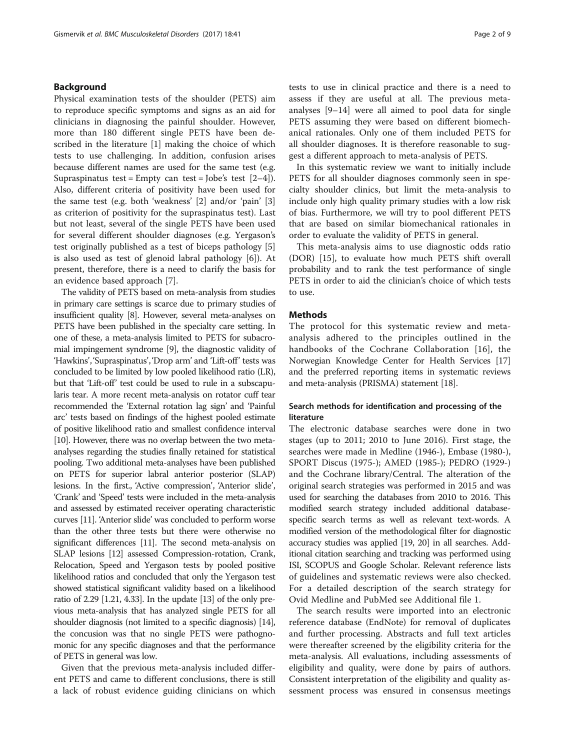## Background

Physical examination tests of the shoulder (PETS) aim to reproduce specific symptoms and signs as an aid for clinicians in diagnosing the painful shoulder. However, more than 180 different single PETS have been described in the literature [1] making the choice of which tests to use challenging. In addition, confusion arises because different names are used for the same test (e.g. Supraspinatus test = Empty can test = Jobe's test [2–4]). Also, different criteria of positivity have been used for the same test (e.g. both 'weakness' [2] and/or 'pain' [3] as criterion of positivity for the supraspinatus test). Last but not least, several of the single PETS have been used for several different shoulder diagnoses (e.g. Yergason's test originally published as a test of biceps pathology [5] is also used as test of glenoid labral pathology [6]). At present, therefore, there is a need to clarify the basis for an evidence based approach [7].

The validity of PETS based on meta-analysis from studies in primary care settings is scarce due to primary studies of insufficient quality [8]. However, several meta-analyses on PETS have been published in the specialty care setting. In one of these, a meta-analysis limited to PETS for subacromial impingement syndrome [9], the diagnostic validity of 'Hawkins', 'Supraspinatus', 'Drop arm' and 'Lift-off' tests was concluded to be limited by low pooled likelihood ratio (LR), but that 'Lift-off' test could be used to rule in a subscapularis tear. A more recent meta-analysis on rotator cuff tear recommended the 'External rotation lag sign' and 'Painful arc' tests based on findings of the highest pooled estimate of positive likelihood ratio and smallest confidence interval [10]. However, there was no overlap between the two meta-analyses regarding the studies finally retained for statistical pooling. Two additional meta-analyses have been published on PETS for superior labral anterior posterior (SLAP) lesions. In the first., 'Active compression', 'Anterior slide', 'Crank' and 'Speed' tests were included in the meta-analysis and assessed by estimated receiver operating characteristic curves [11]. 'Anterior slide' was concluded to perform worse than the other three tests but there were otherwise no significant differences [11]. The second meta-analysis on SLAP lesions [12] assessed Compression-rotation, Crank, Relocation, Speed and Yergason tests by pooled positive likelihood ratios and concluded that only the Yergason test showed statistical significant validity based on a likelihood ratio of 2.29 [1.21, 4.33]. In the update [13] of the only previous meta-analysis that has analyzed single PETS for all shoulder diagnosis (not limited to a specific diagnosis) [14], the concusion was that no single PETS were pathognomonic for any specific diagnoses and that the performance of PETS in general was low.

Given that the previous meta-analysis included different PETS and came to different conclusions, there is still a lack of robust evidence guiding clinicians on which tests to use in clinical practice and there is a need to assess if they are useful at all. The previous meta-analyses [9–14] were all aimed to pool data for single PETS assuming they were based on different biomechanical rationales. Only one of them included PETS for all shoulder diagnoses. It is therefore reasonable to suggest a different approach to meta-analysis of PETS.

In this systematic review we want to initially include PETS for all shoulder diagnoses commonly seen in specialty shoulder clinics, but limit the meta-analysis to include only high quality primary studies with a low risk of bias. Furthermore, we will try to pool different PETS that are based on similar biomechanical rationales in order to evaluate the validity of PETS in general.

This meta-analysis aims to use diagnostic odds ratio (DOR) [15], to evaluate how much PETS shift overall probability and to rank the test performance of single PETS in order to aid the clinician's choice of which tests to use.

## Methods

The protocol for this systematic review and meta-analysis adhered to the principles outlined in the handbooks of the Cochrane Collaboration [16], the Norwegian Knowledge Center for Health Services [17] and the preferred reporting items in systematic reviews and meta-analysis (PRISMA) statement [18].

### Search methods for identification and processing of the literature

The electronic database searches were done in two stages (up to 2011; 2010 to June 2016). First stage, the searches were made in Medline (1946-), Embase (1980-), SPORT Discus (1975-); AMED (1985-); PEDRO (1929-) and the Cochrane library/Central. The alteration of the original search strategies was performed in 2015 and was used for searching the databases from 2010 to 2016. This modified search strategy included additional database-specific search terms as well as relevant text-words. A modified version of the methodological filter for diagnostic accuracy studies was applied [19, 20] in all searches. Additional citation searching and tracking was performed using ISI, SCOPUS and Google Scholar. Relevant reference lists of guidelines and systematic reviews were also checked. For a detailed description of the search strategy for Ovid Medline and PubMed see Additional file 1.

The search results were imported into an electronic reference database (EndNote) for removal of duplicates and further processing. Abstracts and full text articles were thereafter screened by the eligibility criteria for the meta-analysis. All evaluations, including assessments of eligibility and quality, were done by pairs of authors. Consistent interpretation of the eligibility and quality assessment process was ensured in consensus meetings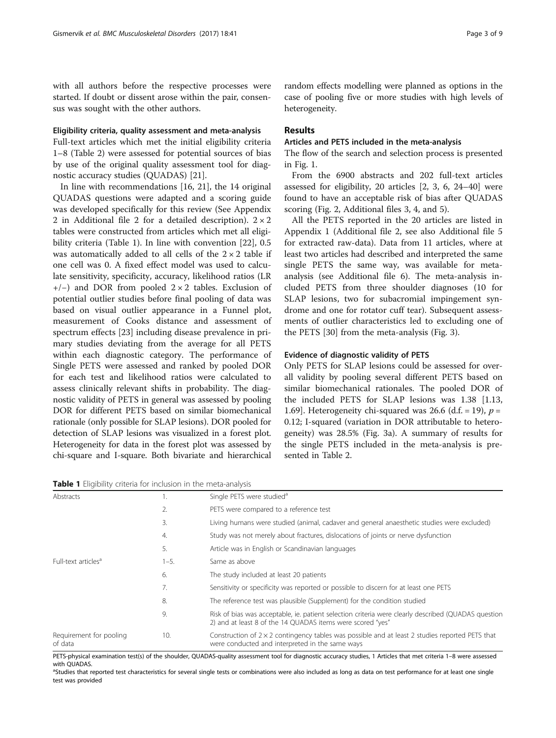with all authors before the respective processes were started. If doubt or dissent arose within the pair, consensus was sought with the other authors.

#### Eligibility criteria, quality assessment and meta-analysis

Full-text articles which met the initial eligibility criteria 1–8 (Table 2) were assessed for potential sources of bias by use of the original quality assessment tool for diagnostic accuracy studies (QUADAS) [21].

In line with recommendations [16, 21], the 14 original QUADAS questions were adapted and a scoring guide was developed specifically for this review (See Appendix 2 in Additional file 2 for a detailed description). 2 × 2 tables were constructed from articles which met all eligibility criteria (Table 1). In line with convention [22], 0.5 was automatically added to all cells of the 2 × 2 table if one cell was 0. A fixed effect model was used to calculate sensitivity, specificity, accuracy, likelihood ratios (LR +/−) and DOR from pooled 2 × 2 tables. Exclusion of potential outlier studies before final pooling of data was based on visual outlier appearance in a Funnel plot, measurement of Cooks distance and assessment of spectrum effects [23] including disease prevalence in primary studies deviating from the average for all PETS within each diagnostic category. The performance of Single PETS were assessed and ranked by pooled DOR for each test and likelihood ratios were calculated to assess clinically relevant shifts in probability. The diagnostic validity of PETS in general was assessed by pooling DOR for different PETS based on similar biomechanical rationale (only possible for SLAP lesions). DOR pooled for detection of SLAP lesions was visualized in a forest plot. Heterogeneity for data in the forest plot was assessed by chi-square and I-square. Both bivariate and hierarchical random effects modelling were planned as options in the case of pooling five or more studies with high levels of heterogeneity.

## Results

### Articles and PETS included in the meta-analysis

The flow of the search and selection process is presented in Fig. 1.

From the 6900 abstracts and 202 full-text articles assessed for eligibility, 20 articles [2, 3, 6, 24–40] were found to have an acceptable risk of bias after QUADAS scoring (Fig. 2, Additional files 3, 4, and 5).

All the PETS reported in the 20 articles are listed in Appendix 1 (Additional file 2, see also Additional file 5 for extracted raw-data). Data from 11 articles, where at least two articles had described and interpreted the same single PETS the same way, was available for meta-analysis (see Additional file 6). The meta-analysis included PETS from three shoulder diagnoses (10 for SLAP lesions, two for subacromial impingement syndrome and one for rotator cuff tear). Subsequent assessments of outlier characteristics led to excluding one of the PETS [30] from the meta-analysis (Fig. 3).

### Evidence of diagnostic validity of PETS

Only PETS for SLAP lesions could be assessed for overall validity by pooling several different PETS based on similar biomechanical rationales. The pooled DOR of the included PETS for SLAP lesions was 1.38 [1.13, 1.69]. Heterogeneity chi-squared was 26.6 (d.f. = 19), $p = 0.12$; I-squared (variation in DOR attributable to heterogeneity) was 28.5% (Fig. 3a). A summary of results for the single PETS included in the meta-analysis is presented in Table 2.

**Table 1** Eligibility criteria for inclusion in the meta-analysis

| | | |
|---|---|---|
| Abstracts | 1. | Single PETS were studied[a] |
| | 2. | PETS were compared to a reference test |
| | 3. | Living humans were studied (animal, cadaver and general anaesthetic studies were excluded) |
| | 4. | Study was not merely about fractures, dislocations of joints or nerve dysfunction |
| | 5. | Article was in English or Scandinavian languages |
| Full-text articles[a] | 1–5. | Same as above |
| | 6. | The study included at least 20 patients |
| | 7. | Sensitivity or specificity was reported or possible to discern for at least one PETS |
| | 8. | The reference test was plausible (Supplement) for the condition studied |
| | 9. | Risk of bias was acceptable, ie. patient selection criteria were clearly described (QUADAS question 2) and at least 8 of the 14 QUADAS items were scored "yes" |
| Requirement for pooling of data | 10. | Construction of 2 × 2 contingency tables was possible and at least 2 studies reported PETS that were conducted and interpreted in the same ways |

PETS-physical examination test(s) of the shoulder, QUADAS-quality assessment tool for diagnostic accuracy studies, 1 Articles that met criteria 1–8 were assessed with QUADAS.
[a]Studies that reported test characteristics for several single tests or combinations were also included as long as data on test performance for at least one single test was provided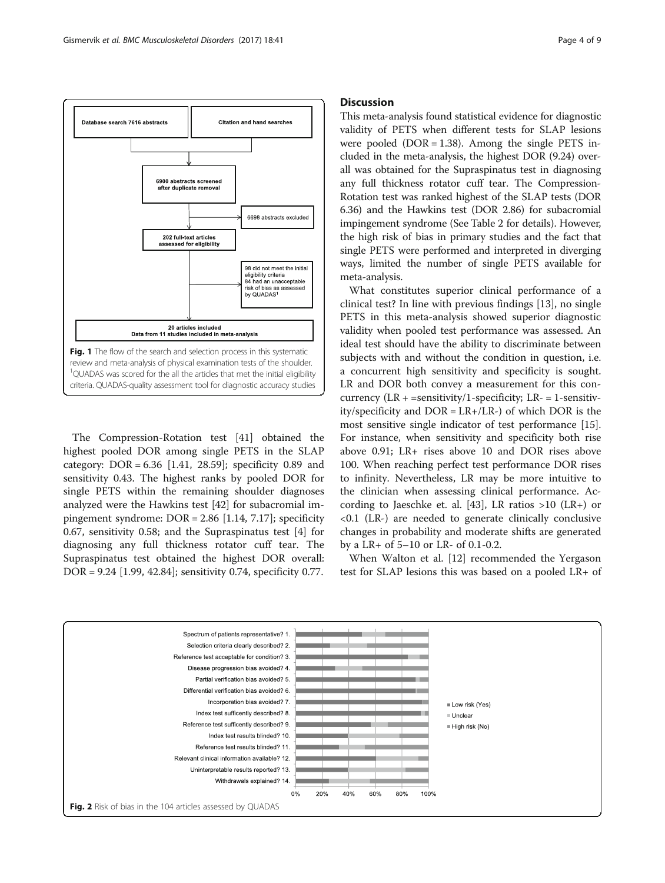Database search 7616 abstracts

Citation and hand searches

6900 abstracts screened after duplicate removal

6698 abstracts excluded

202 full-text articles assessed for eligibility

98 did not meet the initial eligibility criteria
84 had an unacceptable risk of bias as assessed by QUADAS[1]

20 articles included
Data from 11 studies included in meta-analysis

**Fig. 1** The flow of the search and selection process in this systematic review and meta-analysis of physical examination tests of the shoulder. [1]QUADAS was scored for the all the articles that met the initial eligibility criteria. QUADAS-quality assessment tool for diagnostic accuracy studies

The Compression-Rotation test [41] obtained the highest pooled DOR among single PETS in the SLAP category: DOR = 6.36 [1.41, 28.59]; specificity 0.89 and sensitivity 0.43. The highest ranks by pooled DOR for single PETS within the remaining shoulder diagnoses analyzed were the Hawkins test [42] for subacromial impingement syndrome: DOR = 2.86 [1.14, 7.17]; specificity 0.67, sensitivity 0.58; and the Supraspinatus test [4] for diagnosing any full thickness rotator cuff tear. The Supraspinatus test obtained the highest DOR overall: DOR = 9.24 [1.99, 42.84]; sensitivity 0.74, specificity 0.77.

## Discussion

This meta-analysis found statistical evidence for diagnostic validity of PETS when different tests for SLAP lesions were pooled (DOR = 1.38). Among the single PETS included in the meta-analysis, the highest DOR (9.24) overall was obtained for the Supraspinatus test in diagnosing any full thickness rotator cuff tear. The Compression-Rotation test was ranked highest of the SLAP tests (DOR 6.36) and the Hawkins test (DOR 2.86) for subacromial impingement syndrome (See Table 2 for details). However, the high risk of bias in primary studies and the fact that single PETS were performed and interpreted in diverging ways, limited the number of single PETS available for meta-analysis.

What constitutes superior clinical performance of a clinical test? In line with previous findings [13], no single PETS in this meta-analysis showed superior diagnostic validity when pooled test performance was assessed. An ideal test should have the ability to discriminate between subjects with and without the condition in question, i.e. a concurrent high sensitivity and specificity is sought. LR and DOR both convey a measurement for this concurrency (LR + =sensitivity/1-specificity; LR- = 1-sensitivity/specificity and DOR = LR+/LR-) of which DOR is the most sensitive single indicator of test performance [15]. For instance, when sensitivity and specificity both rise above 0.91; LR+ rises above 10 and DOR rises above 100. When reaching perfect test performance DOR rises to infinity. Nevertheless, LR may be more intuitive to the clinician when assessing clinical performance. According to Jaeschke et. al. [43], LR ratios >10 (LR+) or <0.1 (LR-) are needed to generate clinically conclusive changes in probability and moderate shifts are generated by a LR+ of 5–10 or LR- of 0.1-0.2.

When Walton et al. [12] recommended the Yergason test for SLAP lesions this was based on a pooled LR+ of

**Fig. 2** Risk of bias in the 104 articles assessed by QUADAS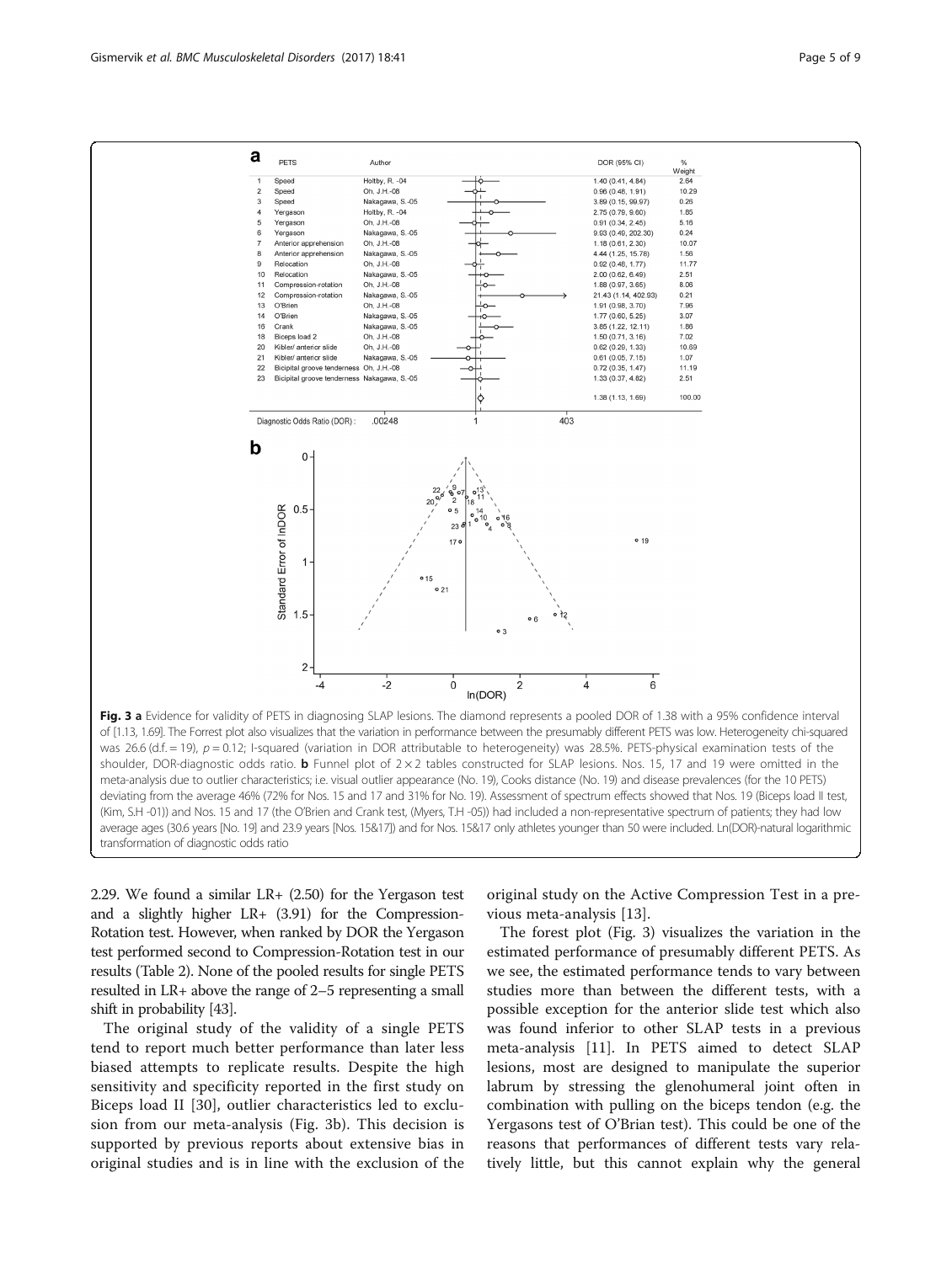Fig. 3 **a** Evidence for validity of PETS in diagnosing SLAP lesions. The diamond represents a pooled DOR of 1.38 with a 95% confidence interval of [1.13, 1.69]. The Forrest plot also visualizes that the variation in performance between the presumably different PETS was low. Heterogeneity chi-squared was 26.6 (d.f. = 19), $p = 0.12$; I-squared (variation in DOR attributable to heterogeneity) was 28.5%. PETS-physical examination tests of the shoulder, DOR-diagnostic odds ratio. **b** Funnel plot of 2 × 2 tables constructed for SLAP lesions. Nos. 15, 17 and 19 were omitted in the meta-analysis due to outlier characteristics; i.e. visual outlier appearance (No. 19), Cooks distance (No. 19) and disease prevalences (for the 10 PETS) deviating from the average 46% (72% for Nos. 15 and 17 and 31% for No. 19). Assessment of spectrum effects showed that Nos. 19 (Biceps load II test, (Kim, S.H -01)) and Nos. 15 and 17 (the O'Brien and Crank test, (Myers, T.H -05)) had included a non-representative spectrum of patients; they had low average ages (30.6 years [No. 19] and 23.9 years [Nos. 15&17]) and for Nos. 15&17 only athletes younger than 50 were included. Ln(DOR)-natural logarithmic transformation of diagnostic odds ratio

2.29. We found a similar LR+ (2.50) for the Yergason test and a slightly higher LR+ (3.91) for the Compression-Rotation test. However, when ranked by DOR the Yergason test performed second to Compression-Rotation test in our results (Table 2). None of the pooled results for single PETS resulted in LR+ above the range of 2–5 representing a small shift in probability [43].

The original study of the validity of a single PETS tend to report much better performance than later less biased attempts to replicate results. Despite the high sensitivity and specificity reported in the first study on Biceps load II [30], outlier characteristics led to exclusion from our meta-analysis (Fig. 3b). This decision is supported by previous reports about extensive bias in original studies and is in line with the exclusion of the original study on the Active Compression Test in a previous meta-analysis [13].

The forest plot (Fig. 3) visualizes the variation in the estimated performance of presumably different PETS. As we see, the estimated performance tends to vary between studies more than between the different tests, with a possible exception for the anterior slide test which also was found inferior to other SLAP tests in a previous meta-analysis [11]. In PETS aimed to detect SLAP lesions, most are designed to manipulate the superior labrum by stressing the glenohumeral joint often in combination with pulling on the biceps tendon (e.g. the Yergasons test of O'Brian test). This could be one of the reasons that performances of different tests vary relatively little, but this cannot explain why the general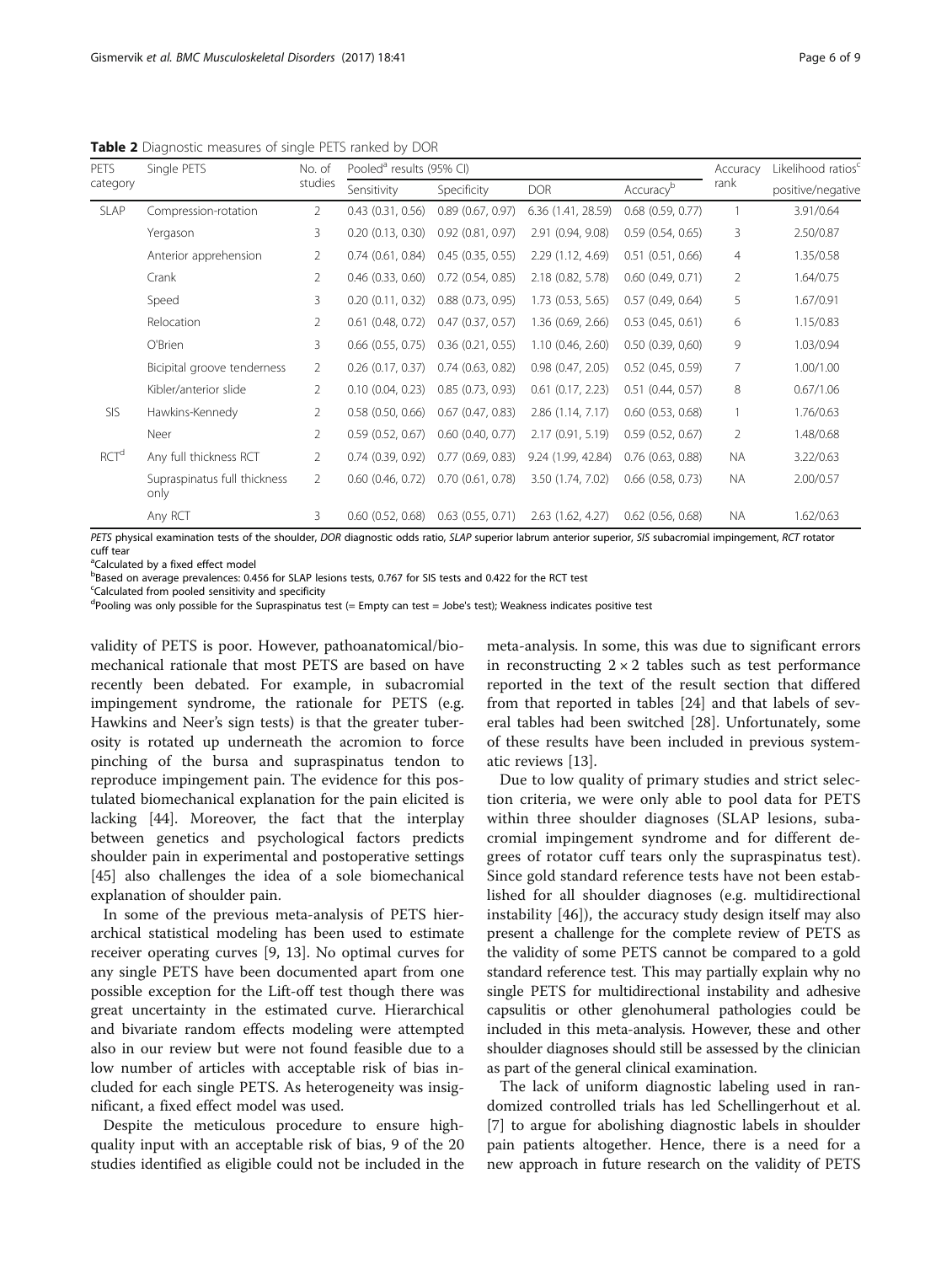**Table 2** Diagnostic measures of single PETS ranked by DOR

| PETS category | Single PETS | No. of studies | Pooled[a] results (95% CI) | | | | Accuracy rank | Likelihood ratios[c] |
|---|---|---|---|---|---|---|---|---|
| | | | Sensitivity | Specificity | DOR | Accuracy[b] | | positive/negative |
| SLAP | Compression-rotation | 2 | 0.43 (0.31, 0.56) | 0.89 (0.67, 0.97) | 6.36 (1.41, 28.59) | 0.68 (0.59, 0.77) | 1 | 3.91/0.64 |
| | Yergason | 3 | 0.20 (0.13, 0.30) | 0.92 (0.81, 0.97) | 2.91 (0.94, 9.08) | 0.59 (0.54, 0.65) | 3 | 2.50/0.87 |
| | Anterior apprehension | 2 | 0.74 (0.61, 0.84) | 0.45 (0.35, 0.55) | 2.29 (1.12, 4.69) | 0.51 (0.51, 0.66) | 4 | 1.35/0.58 |
| | Crank | 2 | 0.46 (0.33, 0.60) | 0.72 (0.54, 0.85) | 2.18 (0.82, 5.78) | 0.60 (0.49, 0.71) | 2 | 1.64/0.75 |
| | Speed | 3 | 0.20 (0.11, 0.32) | 0.88 (0.73, 0.95) | 1.73 (0.53, 5.65) | 0.57 (0.49, 0.64) | 5 | 1.67/0.91 |
| | Relocation | 2 | 0.61 (0.48, 0.72) | 0.47 (0.37, 0.57) | 1.36 (0.69, 2.66) | 0.53 (0.45, 0.61) | 6 | 1.15/0.83 |
| | O'Brien | 3 | 0.66 (0.55, 0.75) | 0.36 (0.21, 0.55) | 1.10 (0.46, 2.60) | 0.50 (0.39, 0,60) | 9 | 1.03/0.94 |
| | Bicipital groove tenderness | 2 | 0.26 (0.17, 0.37) | 0.74 (0.63, 0.82) | 0.98 (0.47, 2.05) | 0.52 (0.45, 0.59) | 7 | 1.00/1.00 |
| | Kibler/anterior slide | 2 | 0.10 (0.04, 0.23) | 0.85 (0.73, 0.93) | 0.61 (0.17, 2.23) | 0.51 (0.44, 0.57) | 8 | 0.67/1.06 |
| SIS | Hawkins-Kennedy | 2 | 0.58 (0.50, 0.66) | 0.67 (0.47, 0.83) | 2.86 (1.14, 7.17) | 0.60 (0.53, 0.68) | 1 | 1.76/0.63 |
| | Neer | 2 | 0.59 (0.52, 0.67) | 0.60 (0.40, 0.77) | 2.17 (0.91, 5.19) | 0.59 (0.52, 0.67) | 2 | 1.48/0.68 |
| RCT[d] | Any full thickness RCT | 2 | 0.74 (0.39, 0.92) | 0.77 (0.69, 0.83) | 9.24 (1.99, 42.84) | 0.76 (0.63, 0.88) | NA | 3.22/0.63 |
| | Supraspinatus full thickness only | 2 | 0.60 (0.46, 0.72) | 0.70 (0.61, 0.78) | 3.50 (1.74, 7.02) | 0.66 (0.58, 0.73) | NA | 2.00/0.57 |
| | Any RCT | 3 | 0.60 (0.52, 0.68) | 0.63 (0.55, 0.71) | 2.63 (1.62, 4.27) | 0.62 (0.56, 0.68) | NA | 1.62/0.63 |

*PETS* physical examination tests of the shoulder, *DOR* diagnostic odds ratio, *SLAP* superior labrum anterior superior, *SIS* subacromial impingement, *RCT* rotator cuff tear

[a]Calculated by a fixed effect model

[b]Based on average prevalences: 0.456 for SLAP lesions tests, 0.767 for SIS tests and 0.422 for the RCT test

[c]Calculated from pooled sensitivity and specificity

[d]Pooling was only possible for the Supraspinatus test (= Empty can test = Jobe's test); Weakness indicates positive test

validity of PETS is poor. However, pathoanatomical/biomechanical rationale that most PETS are based on have recently been debated. For example, in subacromial impingement syndrome, the rationale for PETS (e.g. Hawkins and Neer's sign tests) is that the greater tuberosity is rotated up underneath the acromion to force pinching of the bursa and supraspinatus tendon to reproduce impingement pain. The evidence for this postulated biomechanical explanation for the pain elicited is lacking [44]. Moreover, the fact that the interplay between genetics and psychological factors predicts shoulder pain in experimental and postoperative settings [45] also challenges the idea of a sole biomechanical explanation of shoulder pain.

In some of the previous meta-analysis of PETS hierarchical statistical modeling has been used to estimate receiver operating curves [9, 13]. No optimal curves for any single PETS have been documented apart from one possible exception for the Lift-off test though there was great uncertainty in the estimated curve. Hierarchical and bivariate random effects modeling were attempted also in our review but were not found feasible due to a low number of articles with acceptable risk of bias included for each single PETS. As heterogeneity was insignificant, a fixed effect model was used.

Despite the meticulous procedure to ensure high-quality input with an acceptable risk of bias, 9 of the 20 studies identified as eligible could not be included in the meta-analysis. In some, this was due to significant errors in reconstructing $2 \times 2$ tables such as test performance reported in the text of the result section that differed from that reported in tables [24] and that labels of several tables had been switched [28]. Unfortunately, some of these results have been included in previous systematic reviews [13].

Due to low quality of primary studies and strict selection criteria, we were only able to pool data for PETS within three shoulder diagnoses (SLAP lesions, subacromial impingement syndrome and for different degrees of rotator cuff tears only the supraspinatus test). Since gold standard reference tests have not been established for all shoulder diagnoses (e.g. multidirectional instability [46]), the accuracy study design itself may also present a challenge for the complete review of PETS as the validity of some PETS cannot be compared to a gold standard reference test. This may partially explain why no single PETS for multidirectional instability and adhesive capsulitis or other glenohumeral pathologies could be included in this meta-analysis. However, these and other shoulder diagnoses should still be assessed by the clinician as part of the general clinical examination.

The lack of uniform diagnostic labeling used in randomized controlled trials has led Schellingerhout et al. [7] to argue for abolishing diagnostic labels in shoulder pain patients altogether. Hence, there is a need for a new approach in future research on the validity of PETS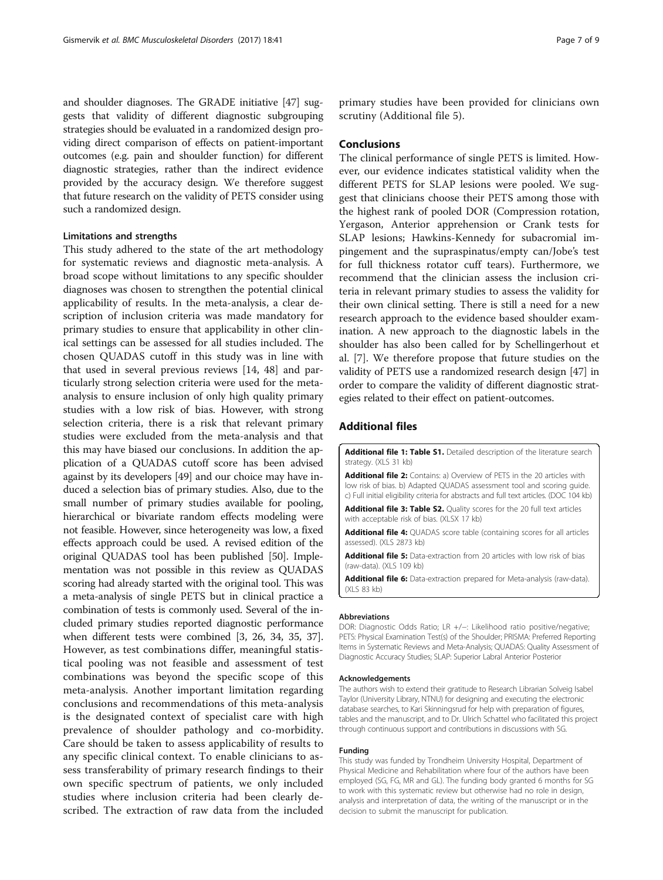and shoulder diagnoses. The GRADE initiative [47] suggests that validity of different diagnostic subgrouping strategies should be evaluated in a randomized design providing direct comparison of effects on patient-important outcomes (e.g. pain and shoulder function) for different diagnostic strategies, rather than the indirect evidence provided by the accuracy design. We therefore suggest that future research on the validity of PETS consider using such a randomized design.

### Limitations and strengths

This study adhered to the state of the art methodology for systematic reviews and diagnostic meta-analysis. A broad scope without limitations to any specific shoulder diagnoses was chosen to strengthen the potential clinical applicability of results. In the meta-analysis, a clear description of inclusion criteria was made mandatory for primary studies to ensure that applicability in other clinical settings can be assessed for all studies included. The chosen QUADAS cutoff in this study was in line with that used in several previous reviews [14, 48] and particularly strong selection criteria were used for the meta-analysis to ensure inclusion of only high quality primary studies with a low risk of bias. However, with strong selection criteria, there is a risk that relevant primary studies were excluded from the meta-analysis and that this may have biased our conclusions. In addition the application of a QUADAS cutoff score has been advised against by its developers [49] and our choice may have induced a selection bias of primary studies. Also, due to the small number of primary studies available for pooling, hierarchical or bivariate random effects modeling were not feasible. However, since heterogeneity was low, a fixed effects approach could be used. A revised edition of the original QUADAS tool has been published [50]. Implementation was not possible in this review as QUADAS scoring had already started with the original tool. This was a meta-analysis of single PETS but in clinical practice a combination of tests is commonly used. Several of the included primary studies reported diagnostic performance when different tests were combined [3, 26, 34, 35, 37]. However, as test combinations differ, meaningful statistical pooling was not feasible and assessment of test combinations was beyond the specific scope of this meta-analysis. Another important limitation regarding conclusions and recommendations of this meta-analysis is the designated context of specialist care with high prevalence of shoulder pathology and co-morbidity. Care should be taken to assess applicability of results to any specific clinical context. To enable clinicians to assess transferability of primary research findings to their own specific spectrum of patients, we only included studies where inclusion criteria had been clearly described. The extraction of raw data from the included primary studies have been provided for clinicians own scrutiny (Additional file 5).

## Conclusions

The clinical performance of single PETS is limited. However, our evidence indicates statistical validity when the different PETS for SLAP lesions were pooled. We suggest that clinicians choose their PETS among those with the highest rank of pooled DOR (Compression rotation, Yergason, Anterior apprehension or Crank tests for SLAP lesions; Hawkins-Kennedy for subacromial impingement and the supraspinatus/empty can/Jobe's test for full thickness rotator cuff tears). Furthermore, we recommend that the clinician assess the inclusion criteria in relevant primary studies to assess the validity for their own clinical setting. There is still a need for a new research approach to the evidence based shoulder examination. A new approach to the diagnostic labels in the shoulder has also been called for by Schellingerhout et al. [7]. We therefore propose that future studies on the validity of PETS use a randomized research design [47] in order to compare the validity of different diagnostic strategies related to their effect on patient-outcomes.

## Additional files

**Additional file 1: Table S1.** Detailed description of the literature search strategy. (XLS 31 kb)

**Additional file 2:** Contains: a) Overview of PETS in the 20 articles with low risk of bias. b) Adapted QUADAS assessment tool and scoring guide. c) Full initial eligibility criteria for abstracts and full text articles. (DOC 104 kb)

**Additional file 3: Table S2.** Quality scores for the 20 full text articles with acceptable risk of bias. (XLSX 17 kb)

**Additional file 4:** QUADAS score table (containing scores for all articles assessed). (XLS 2873 kb)

**Additional file 5:** Data-extraction from 20 articles with low risk of bias (raw-data). (XLS 109 kb)

**Additional file 6:** Data-extraction prepared for Meta-analysis (raw-data). (XLS 83 kb)

#### Abbreviations

DOR: Diagnostic Odds Ratio; LR +/−: Likelihood ratio positive/negative; PETS: Physical Examination Test(s) of the Shoulder; PRISMA: Preferred Reporting Items in Systematic Reviews and Meta-Analysis; QUADAS: Quality Assessment of Diagnostic Accuracy Studies; SLAP: Superior Labral Anterior Posterior

#### Acknowledgements

The authors wish to extend their gratitude to Research Librarian Solveig Isabel Taylor (University Library, NTNU) for designing and executing the electronic database searches, to Kari Skinningsrud for help with preparation of figures, tables and the manuscript, and to Dr. Ulrich Schattel who facilitated this project through continuous support and contributions in discussions with SG.

#### Funding

This study was funded by Trondheim University Hospital, Department of Physical Medicine and Rehabilitation where four of the authors have been employed (SG, FG, MR and GL). The funding body granted 6 months for SG to work with this systematic review but otherwise had no role in design, analysis and interpretation of data, the writing of the manuscript or in the decision to submit the manuscript for publication.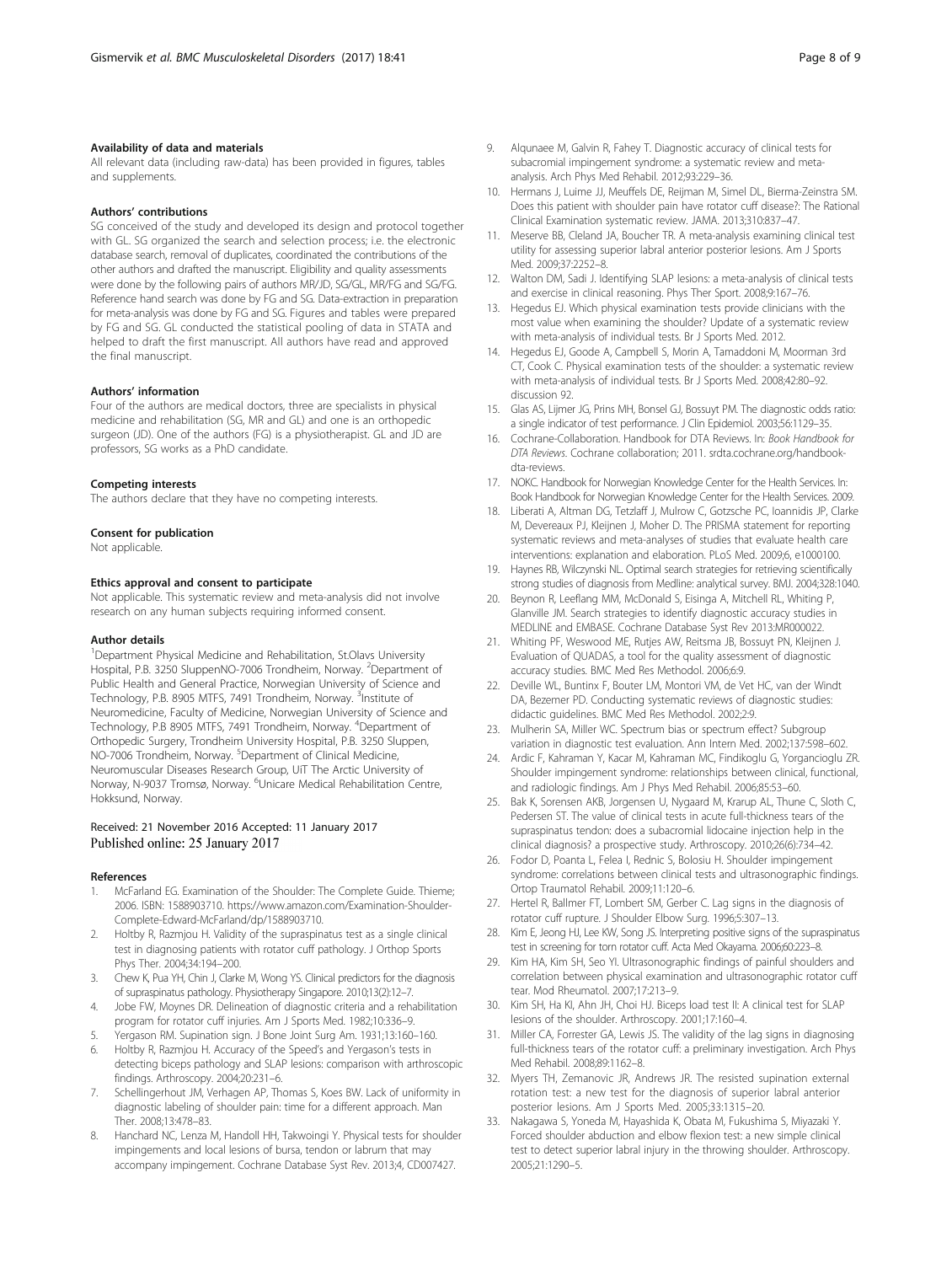#### Availability of data and materials

All relevant data (including raw-data) has been provided in figures, tables and supplements.

#### Authors' contributions

SG conceived of the study and developed its design and protocol together with GL. SG organized the search and selection process; i.e. the electronic database search, removal of duplicates, coordinated the contributions of the other authors and drafted the manuscript. Eligibility and quality assessments were done by the following pairs of authors MR/JD, SG/GL, MR/FG and SG/FG. Reference hand search was done by FG and SG. Data-extraction in preparation for meta-analysis was done by FG and SG. Figures and tables were prepared by FG and SG. GL conducted the statistical pooling of data in STATA and helped to draft the first manuscript. All authors have read and approved the final manuscript.

#### Authors' information

Four of the authors are medical doctors, three are specialists in physical medicine and rehabilitation (SG, MR and GL) and one is an orthopedic surgeon (JD). One of the authors (FG) is a physiotherapist. GL and JD are professors, SG works as a PhD candidate.

#### Competing interests

The authors declare that they have no competing interests.

#### Consent for publication

Not applicable.

#### Ethics approval and consent to participate

Not applicable. This systematic review and meta-analysis did not involve research on any human subjects requiring informed consent.

#### Author details

[1]Department Physical Medicine and Rehabilitation, St.Olavs University Hospital, P.B. 3250 SluppenNO-7006 Trondheim, Norway. [2]Department of Public Health and General Practice, Norwegian University of Science and Technology, P.B. 8905 MTFS, 7491 Trondheim, Norway. [3]Institute of Neuromedicine, Faculty of Medicine, Norwegian University of Science and Technology, P.B 8905 MTFS, 7491 Trondheim, Norway. [4]Department of Orthopedic Surgery, Trondheim University Hospital, P.B. 3250 Sluppen, NO-7006 Trondheim, Norway. [5]Department of Clinical Medicine, Neuromuscular Diseases Research Group, UiT The Arctic University of Norway, N-9037 Tromsø, Norway. [6]Unicare Medical Rehabilitation Centre, Hokksund, Norway.

Received: 21 November 2016 Accepted: 11 January 2017
Published online: 25 January 2017

#### References

1. McFarland EG. Examination of the Shoulder: The Complete Guide. Thieme; 2006. ISBN: 1588903710. https://www.amazon.com/Examination-Shoulder-Complete-Edward-McFarland/dp/1588903710.
2. Holtby R, Razmjou H. Validity of the supraspinatus test as a single clinical test in diagnosing patients with rotator cuff pathology. J Orthop Sports Phys Ther. 2004;34:194–200.
3. Chew K, Pua YH, Chin J, Clarke M, Wong YS. Clinical predictors for the diagnosis of supraspinatus pathology. Physiotherapy Singapore. 2010;13(2):12–7.
4. Jobe FW, Moynes DR. Delineation of diagnostic criteria and a rehabilitation program for rotator cuff injuries. Am J Sports Med. 1982;10:336–9.
5. Yergason RM. Supination sign. J Bone Joint Surg Am. 1931;13:160–160.
6. Holtby R, Razmjou H. Accuracy of the Speed's and Yergason's tests in detecting biceps pathology and SLAP lesions: comparison with arthroscopic findings. Arthroscopy. 2004;20:231–6.
7. Schellingerhout JM, Verhagen AP, Thomas S, Koes BW. Lack of uniformity in diagnostic labeling of shoulder pain: time for a different approach. Man Ther. 2008;13:478–83.
8. Hanchard NC, Lenza M, Handoll HH, Takwoingi Y. Physical tests for shoulder impingements and local lesions of bursa, tendon or labrum that may accompany impingement. Cochrane Database Syst Rev. 2013;4, CD007427.
9. Alqunaee M, Galvin R, Fahey T. Diagnostic accuracy of clinical tests for subacromial impingement syndrome: a systematic review and meta-analysis. Arch Phys Med Rehabil. 2012;93:229–36.
10. Hermans J, Luime JJ, Meuffels DE, Reijman M, Simel DL, Bierma-Zeinstra SM. Does this patient with shoulder pain have rotator cuff disease?: The Rational Clinical Examination systematic review. JAMA. 2013;310:837–47.
11. Meserve BB, Cleland JA, Boucher TR. A meta-analysis examining clinical test utility for assessing superior labral anterior posterior lesions. Am J Sports Med. 2009;37:2252–8.
12. Walton DM, Sadi J. Identifying SLAP lesions: a meta-analysis of clinical tests and exercise in clinical reasoning. Phys Ther Sport. 2008;9:167–76.
13. Hegedus EJ. Which physical examination tests provide clinicians with the most value when examining the shoulder? Update of a systematic review with meta-analysis of individual tests. Br J Sports Med. 2012.
14. Hegedus EJ, Goode A, Campbell S, Morin A, Tamaddoni M, Moorman 3rd CT, Cook C. Physical examination tests of the shoulder: a systematic review with meta-analysis of individual tests. Br J Sports Med. 2008;42:80–92. discussion 92.
15. Glas AS, Lijmer JG, Prins MH, Bonsel GJ, Bossuyt PM. The diagnostic odds ratio: a single indicator of test performance. J Clin Epidemiol. 2003;56:1129–35.
16. Cochrane-Collaboration. Handbook for DTA Reviews. In: *Book Handbook for DTA Reviews*. Cochrane collaboration; 2011. srdta.cochrane.org/handbook-dta-reviews.
17. NOKC. Handbook for Norwegian Knowledge Center for the Health Services. In: Book Handbook for Norwegian Knowledge Center for the Health Services. 2009.
18. Liberati A, Altman DG, Tetzlaff J, Mulrow C, Gotzsche PC, Ioannidis JP, Clarke M, Devereaux PJ, Kleijnen J, Moher D. The PRISMA statement for reporting systematic reviews and meta-analyses of studies that evaluate health care interventions: explanation and elaboration. PLoS Med. 2009;6, e1000100.
19. Haynes RB, Wilczynski NL. Optimal search strategies for retrieving scientifically strong studies of diagnosis from Medline: analytical survey. BMJ. 2004;328:1040.
20. Beynon R, Leeflang MM, McDonald S, Eisinga A, Mitchell RL, Whiting P, Glanville JM. Search strategies to identify diagnostic accuracy studies in MEDLINE and EMBASE. Cochrane Database Syst Rev 2013:MR000022.
21. Whiting PF, Weswood ME, Rutjes AW, Reitsma JB, Bossuyt PN, Kleijnen J. Evaluation of QUADAS, a tool for the quality assessment of diagnostic accuracy studies. BMC Med Res Methodol. 2006;6:9.
22. Deville WL, Buntinx F, Bouter LM, Montori VM, de Vet HC, van der Windt DA, Bezemer PD. Conducting systematic reviews of diagnostic studies: didactic guidelines. BMC Med Res Methodol. 2002;2:9.
23. Mulherin SA, Miller WC. Spectrum bias or spectrum effect? Subgroup variation in diagnostic test evaluation. Ann Intern Med. 2002;137:598–602.
24. Ardic F, Kahraman Y, Kacar M, Kahraman MC, Findikoglu G, Yorgancioglu ZR. Shoulder impingement syndrome: relationships between clinical, functional, and radiologic findings. Am J Phys Med Rehabil. 2006;85:53–60.
25. Bak K, Sorensen AKB, Jorgensen U, Nygaard M, Krarup AL, Thune C, Sloth C, Pedersen ST. The value of clinical tests in acute full-thickness tears of the supraspinatus tendon: does a subacromial lidocaine injection help in the clinical diagnosis? a prospective study. Arthroscopy. 2010;26(6):734–42.
26. Fodor D, Poanta L, Felea I, Rednic S, Bolosiu H. Shoulder impingement syndrome: correlations between clinical tests and ultrasonographic findings. Ortop Traumatol Rehabil. 2009;11:120–6.
27. Hertel R, Ballmer FT, Lombert SM, Gerber C. Lag signs in the diagnosis of rotator cuff rupture. J Shoulder Elbow Surg. 1996;5:307–13.
28. Kim E, Jeong HJ, Lee KW, Song JS. Interpreting positive signs of the supraspinatus test in screening for torn rotator cuff. Acta Med Okayama. 2006;60:223–8.
29. Kim HA, Kim SH, Seo YI. Ultrasonographic findings of painful shoulders and correlation between physical examination and ultrasonographic rotator cuff tear. Mod Rheumatol. 2007;17:213–9.
30. Kim SH, Ha KI, Ahn JH, Choi HJ. Biceps load test II: A clinical test for SLAP lesions of the shoulder. Arthroscopy. 2001;17:160–4.
31. Miller CA, Forrester GA, Lewis JS. The validity of the lag signs in diagnosing full-thickness tears of the rotator cuff: a preliminary investigation. Arch Phys Med Rehabil. 2008;89:1162–8.
32. Myers TH, Zemanovic JR, Andrews JR. The resisted supination external rotation test: a new test for the diagnosis of superior labral anterior posterior lesions. Am J Sports Med. 2005;33:1315–20.
33. Nakagawa S, Yoneda M, Hayashida K, Obata M, Fukushima S, Miyazaki Y. Forced shoulder abduction and elbow flexion test: a new simple clinical test to detect superior labral injury in the throwing shoulder. Arthroscopy. 2005;21:1290–5.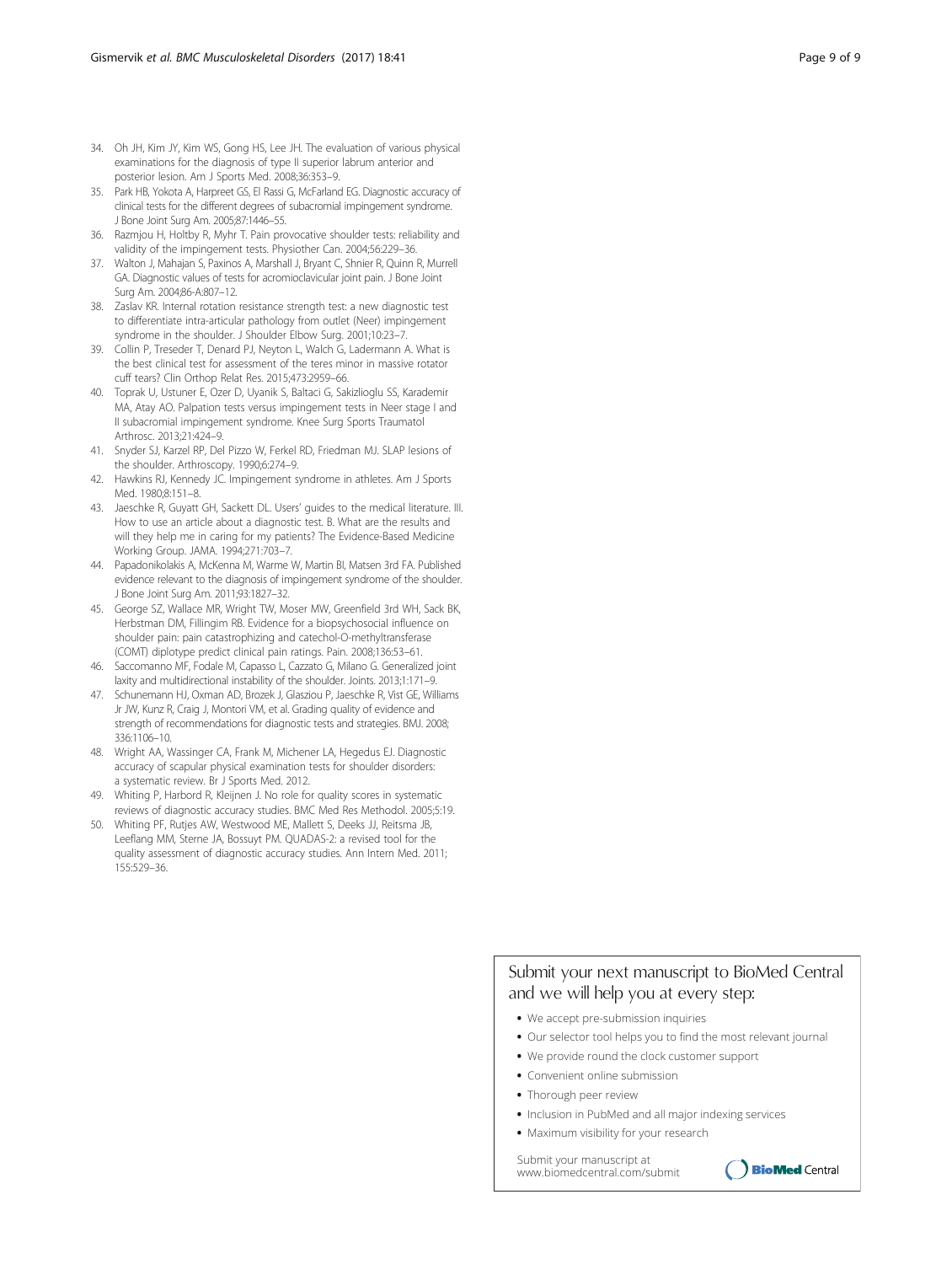34. Oh JH, Kim JY, Kim WS, Gong HS, Lee JH. The evaluation of various physical examinations for the diagnosis of type II superior labrum anterior and posterior lesion. Am J Sports Med. 2008;36:353–9.
35. Park HB, Yokota A, Harpreet GS, El Rassi G, McFarland EG. Diagnostic accuracy of clinical tests for the different degrees of subacromial impingement syndrome. J Bone Joint Surg Am. 2005;87:1446–55.
36. Razmjou H, Holtby R, Myhr T. Pain provocative shoulder tests: reliability and validity of the impingement tests. Physiother Can. 2004;56:229–36.
37. Walton J, Mahajan S, Paxinos A, Marshall J, Bryant C, Shnier R, Quinn R, Murrell GA. Diagnostic values of tests for acromioclavicular joint pain. J Bone Joint Surg Am. 2004;86-A:807–12.
38. Zaslav KR. Internal rotation resistance strength test: a new diagnostic test to differentiate intra-articular pathology from outlet (Neer) impingement syndrome in the shoulder. J Shoulder Elbow Surg. 2001;10:23–7.
39. Collin P, Treseder T, Denard PJ, Neyton L, Walch G, Ladermann A. What is the best clinical test for assessment of the teres minor in massive rotator cuff tears? Clin Orthop Relat Res. 2015;473:2959–66.
40. Toprak U, Ustuner E, Ozer D, Uyanik S, Baltaci G, Sakizlioglu SS, Karademir MA, Atay AO. Palpation tests versus impingement tests in Neer stage I and II subacromial impingement syndrome. Knee Surg Sports Traumatol Arthrosc. 2013;21:424–9.
41. Snyder SJ, Karzel RP, Del Pizzo W, Ferkel RD, Friedman MJ. SLAP lesions of the shoulder. Arthroscopy. 1990;6:274–9.
42. Hawkins RJ, Kennedy JC. Impingement syndrome in athletes. Am J Sports Med. 1980;8:151–8.
43. Jaeschke R, Guyatt GH, Sackett DL. Users' guides to the medical literature. III. How to use an article about a diagnostic test. B. What are the results and will they help me in caring for my patients? The Evidence-Based Medicine Working Group. JAMA. 1994;271:703–7.
44. Papadonikolakis A, McKenna M, Warme W, Martin BI, Matsen 3rd FA. Published evidence relevant to the diagnosis of impingement syndrome of the shoulder. J Bone Joint Surg Am. 2011;93:1827–32.
45. George SZ, Wallace MR, Wright TW, Moser MW, Greenfield 3rd WH, Sack BK, Herbstman DM, Fillingim RB. Evidence for a biopsychosocial influence on shoulder pain: pain catastrophizing and catechol-O-methyltransferase (COMT) diplotype predict clinical pain ratings. Pain. 2008;136:53–61.
46. Saccomanno MF, Fodale M, Capasso L, Cazzato G, Milano G. Generalized joint laxity and multidirectional instability of the shoulder. Joints. 2013;1:171–9.
47. Schunemann HJ, Oxman AD, Brozek J, Glasziou P, Jaeschke R, Vist GE, Williams Jr JW, Kunz R, Craig J, Montori VM, et al. Grading quality of evidence and strength of recommendations for diagnostic tests and strategies. BMJ. 2008; 336:1106–10.
48. Wright AA, Wassinger CA, Frank M, Michener LA, Hegedus EJ. Diagnostic accuracy of scapular physical examination tests for shoulder disorders: a systematic review. Br J Sports Med. 2012.
49. Whiting P, Harbord R, Kleijnen J. No role for quality scores in systematic reviews of diagnostic accuracy studies. BMC Med Res Methodol. 2005;5:19.
50. Whiting PF, Rutjes AW, Westwood ME, Mallett S, Deeks JJ, Reitsma JB, Leeflang MM, Sterne JA, Bossuyt PM. QUADAS-2: a revised tool for the quality assessment of diagnostic accuracy studies. Ann Intern Med. 2011; 155:529–36.

Submit your next manuscript to BioMed Central and we will help you at every step:

- We accept pre-submission inquiries
- Our selector tool helps you to find the most relevant journal
- We provide round the clock customer support
- Convenient online submission
- Thorough peer review
- Inclusion in PubMed and all major indexing services
- Maximum visibility for your research

Submit your manuscript at www.biomedcentral.com/submit

BioMed Central